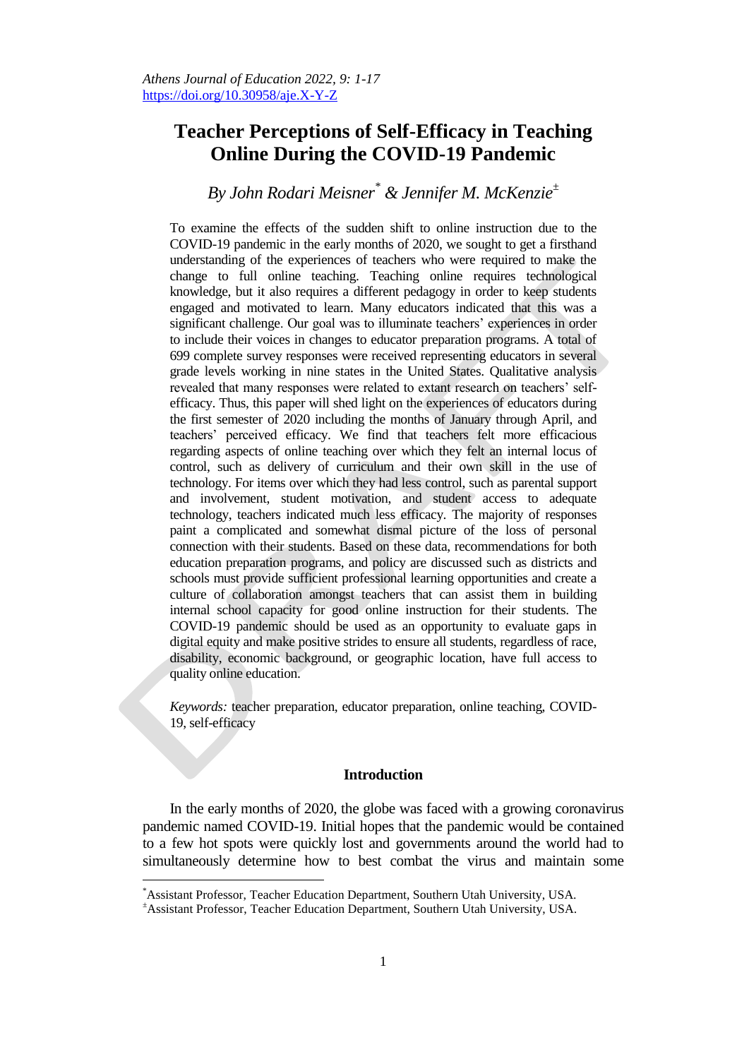# Teacher Perceptions of Self-Efficacy in Teaching Online During the COVID-19 Pandemic

*By John Rodari Meisner[*] & Jennifer M. McKenzie[±]*

To examine the effects of the sudden shift to online instruction due to the COVID-19 pandemic in the early months of 2020, we sought to get a firsthand understanding of the experiences of teachers who were required to make the change to full online teaching. Teaching online requires technological knowledge, but it also requires a different pedagogy in order to keep students engaged and motivated to learn. Many educators indicated that this was a significant challenge. Our goal was to illuminate teachers' experiences in order to include their voices in changes to educator preparation programs. A total of 699 complete survey responses were received representing educators in several grade levels working in nine states in the United States. Qualitative analysis revealed that many responses were related to extant research on teachers' self-efficacy. Thus, this paper will shed light on the experiences of educators during the first semester of 2020 including the months of January through April, and teachers' perceived efficacy. We find that teachers felt more efficacious regarding aspects of online teaching over which they felt an internal locus of control, such as delivery of curriculum and their own skill in the use of technology. For items over which they had less control, such as parental support and involvement, student motivation, and student access to adequate technology, teachers indicated much less efficacy. The majority of responses paint a complicated and somewhat dismal picture of the loss of personal connection with their students. Based on these data, recommendations for both education preparation programs, and policy are discussed such as districts and schools must provide sufficient professional learning opportunities and create a culture of collaboration amongst teachers that can assist them in building internal school capacity for good online instruction for their students. The COVID-19 pandemic should be used as an opportunity to evaluate gaps in digital equity and make positive strides to ensure all students, regardless of race, disability, economic background, or geographic location, have full access to quality online education.

*Keywords:* teacher preparation, educator preparation, online teaching, COVID-19, self-efficacy

## Introduction

In the early months of 2020, the globe was faced with a growing coronavirus pandemic named COVID-19. Initial hopes that the pandemic would be contained to a few hot spots were quickly lost and governments around the world had to simultaneously determine how to best combat the virus and maintain some

---

[*] Assistant Professor, Teacher Education Department, Southern Utah University, USA.

[±] Assistant Professor, Teacher Education Department, Southern Utah University, USA.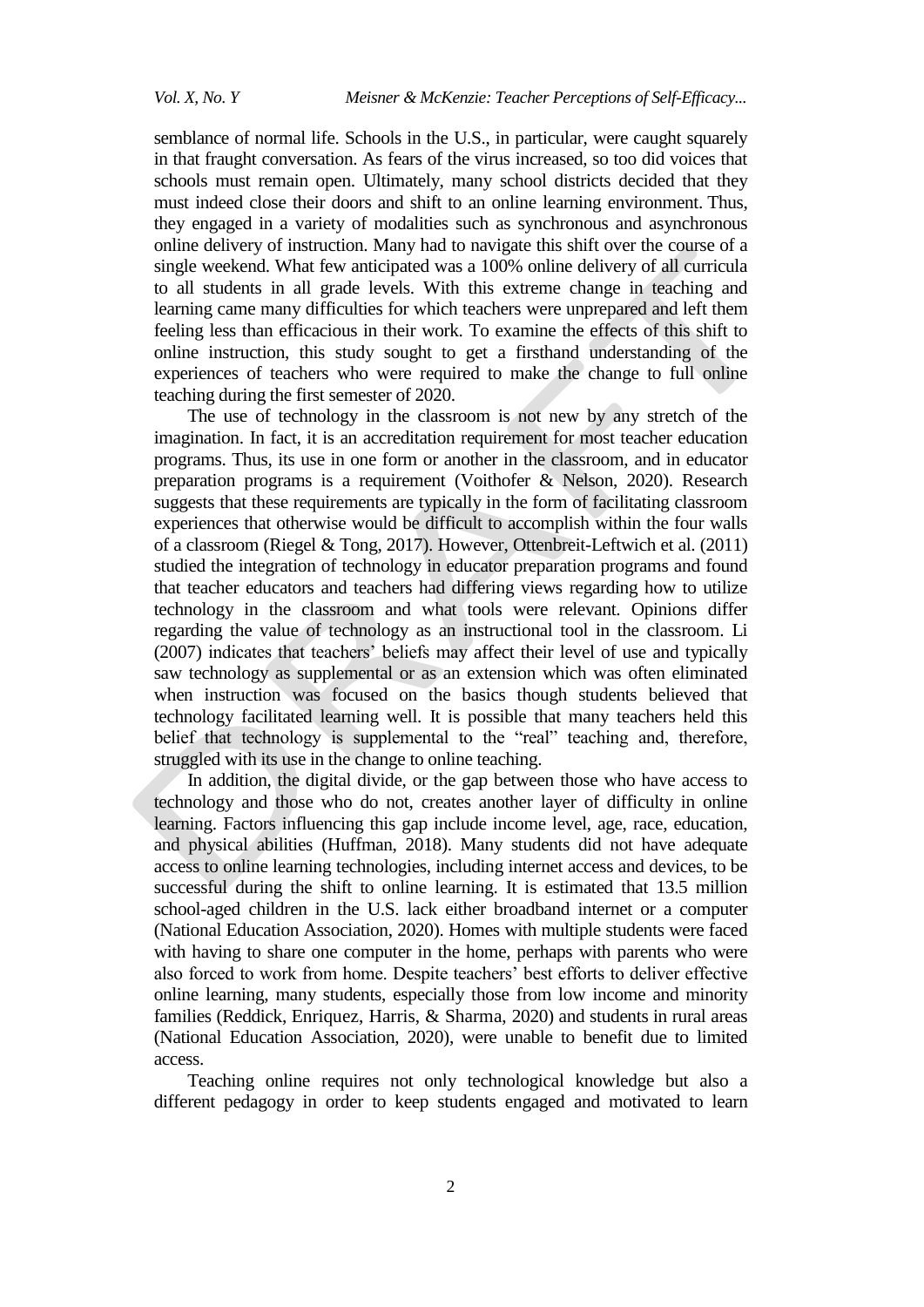semblance of normal life. Schools in the U.S., in particular, were caught squarely in that fraught conversation. As fears of the virus increased, so too did voices that schools must remain open. Ultimately, many school districts decided that they must indeed close their doors and shift to an online learning environment. Thus, they engaged in a variety of modalities such as synchronous and asynchronous online delivery of instruction. Many had to navigate this shift over the course of a single weekend. What few anticipated was a 100% online delivery of all curricula to all students in all grade levels. With this extreme change in teaching and learning came many difficulties for which teachers were unprepared and left them feeling less than efficacious in their work. To examine the effects of this shift to online instruction, this study sought to get a firsthand understanding of the experiences of teachers who were required to make the change to full online teaching during the first semester of 2020.

The use of technology in the classroom is not new by any stretch of the imagination. In fact, it is an accreditation requirement for most teacher education programs. Thus, its use in one form or another in the classroom, and in educator preparation programs is a requirement (Voithofer & Nelson, 2020). Research suggests that these requirements are typically in the form of facilitating classroom experiences that otherwise would be difficult to accomplish within the four walls of a classroom (Riegel & Tong, 2017). However, Ottenbreit-Leftwich et al. (2011) studied the integration of technology in educator preparation programs and found that teacher educators and teachers had differing views regarding how to utilize technology in the classroom and what tools were relevant. Opinions differ regarding the value of technology as an instructional tool in the classroom. Li (2007) indicates that teachers' beliefs may affect their level of use and typically saw technology as supplemental or as an extension which was often eliminated when instruction was focused on the basics though students believed that technology facilitated learning well. It is possible that many teachers held this belief that technology is supplemental to the "real" teaching and, therefore, struggled with its use in the change to online teaching.

In addition, the digital divide, or the gap between those who have access to technology and those who do not, creates another layer of difficulty in online learning. Factors influencing this gap include income level, age, race, education, and physical abilities (Huffman, 2018). Many students did not have adequate access to online learning technologies, including internet access and devices, to be successful during the shift to online learning. It is estimated that 13.5 million school-aged children in the U.S. lack either broadband internet or a computer (National Education Association, 2020). Homes with multiple students were faced with having to share one computer in the home, perhaps with parents who were also forced to work from home. Despite teachers' best efforts to deliver effective online learning, many students, especially those from low income and minority families (Reddick, Enriquez, Harris, & Sharma, 2020) and students in rural areas (National Education Association, 2020), were unable to benefit due to limited access.

Teaching online requires not only technological knowledge but also a different pedagogy in order to keep students engaged and motivated to learn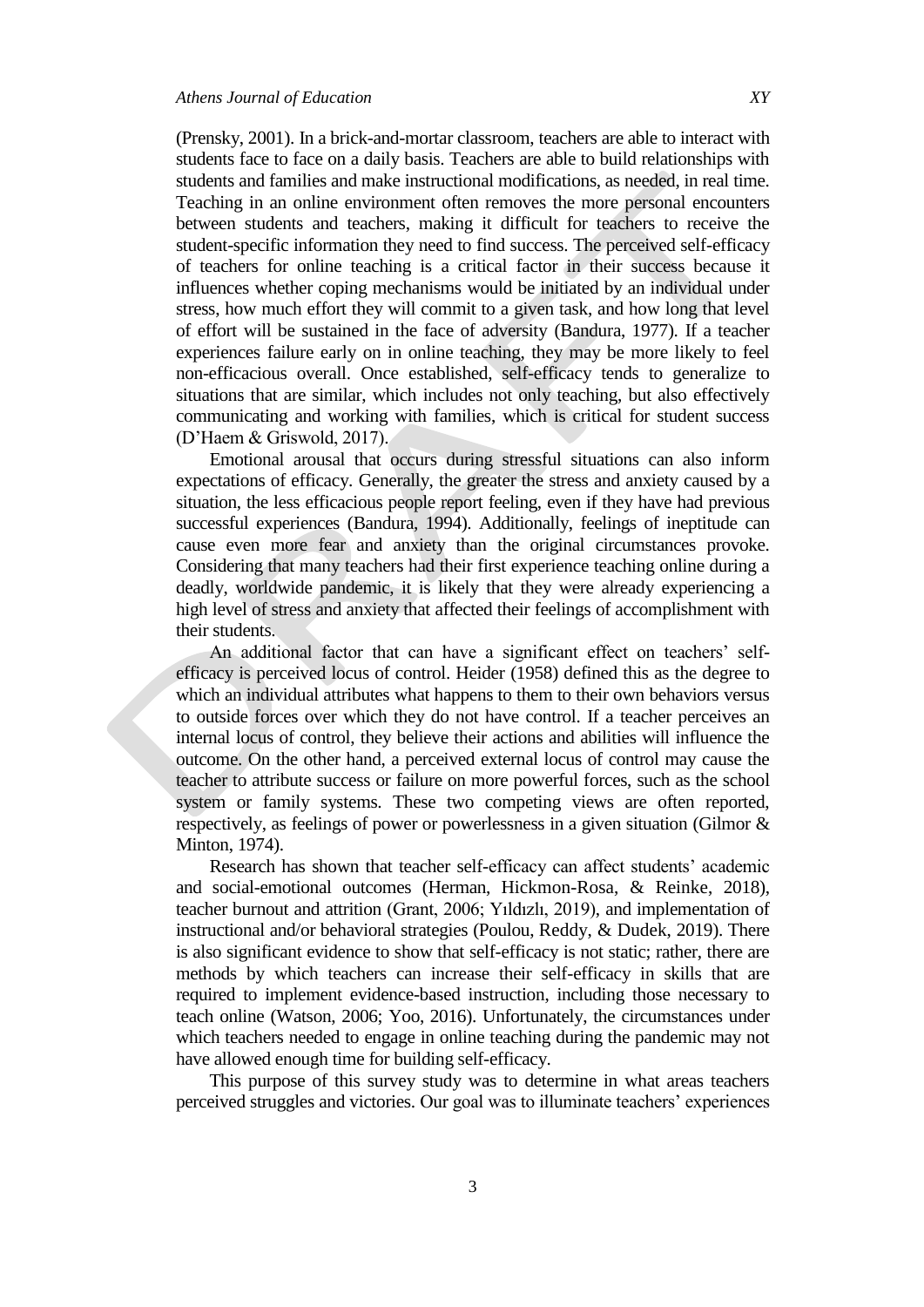(Prensky, 2001). In a brick-and-mortar classroom, teachers are able to interact with students face to face on a daily basis. Teachers are able to build relationships with students and families and make instructional modifications, as needed, in real time. Teaching in an online environment often removes the more personal encounters between students and teachers, making it difficult for teachers to receive the student-specific information they need to find success. The perceived self-efficacy of teachers for online teaching is a critical factor in their success because it influences whether coping mechanisms would be initiated by an individual under stress, how much effort they will commit to a given task, and how long that level of effort will be sustained in the face of adversity (Bandura, 1977). If a teacher experiences failure early on in online teaching, they may be more likely to feel non-efficacious overall. Once established, self-efficacy tends to generalize to situations that are similar, which includes not only teaching, but also effectively communicating and working with families, which is critical for student success (D'Haem & Griswold, 2017).

Emotional arousal that occurs during stressful situations can also inform expectations of efficacy. Generally, the greater the stress and anxiety caused by a situation, the less efficacious people report feeling, even if they have had previous successful experiences (Bandura, 1994). Additionally, feelings of ineptitude can cause even more fear and anxiety than the original circumstances provoke. Considering that many teachers had their first experience teaching online during a deadly, worldwide pandemic, it is likely that they were already experiencing a high level of stress and anxiety that affected their feelings of accomplishment with their students.

An additional factor that can have a significant effect on teachers' self-efficacy is perceived locus of control. Heider (1958) defined this as the degree to which an individual attributes what happens to them to their own behaviors versus to outside forces over which they do not have control. If a teacher perceives an internal locus of control, they believe their actions and abilities will influence the outcome. On the other hand, a perceived external locus of control may cause the teacher to attribute success or failure on more powerful forces, such as the school system or family systems. These two competing views are often reported, respectively, as feelings of power or powerlessness in a given situation (Gilmor & Minton, 1974).

Research has shown that teacher self-efficacy can affect students' academic and social-emotional outcomes (Herman, Hickmon-Rosa, & Reinke, 2018), teacher burnout and attrition (Grant, 2006; Yıldızlı, 2019), and implementation of instructional and/or behavioral strategies (Poulou, Reddy, & Dudek, 2019). There is also significant evidence to show that self-efficacy is not static; rather, there are methods by which teachers can increase their self-efficacy in skills that are required to implement evidence-based instruction, including those necessary to teach online (Watson, 2006; Yoo, 2016). Unfortunately, the circumstances under which teachers needed to engage in online teaching during the pandemic may not have allowed enough time for building self-efficacy.

This purpose of this survey study was to determine in what areas teachers perceived struggles and victories. Our goal was to illuminate teachers' experiences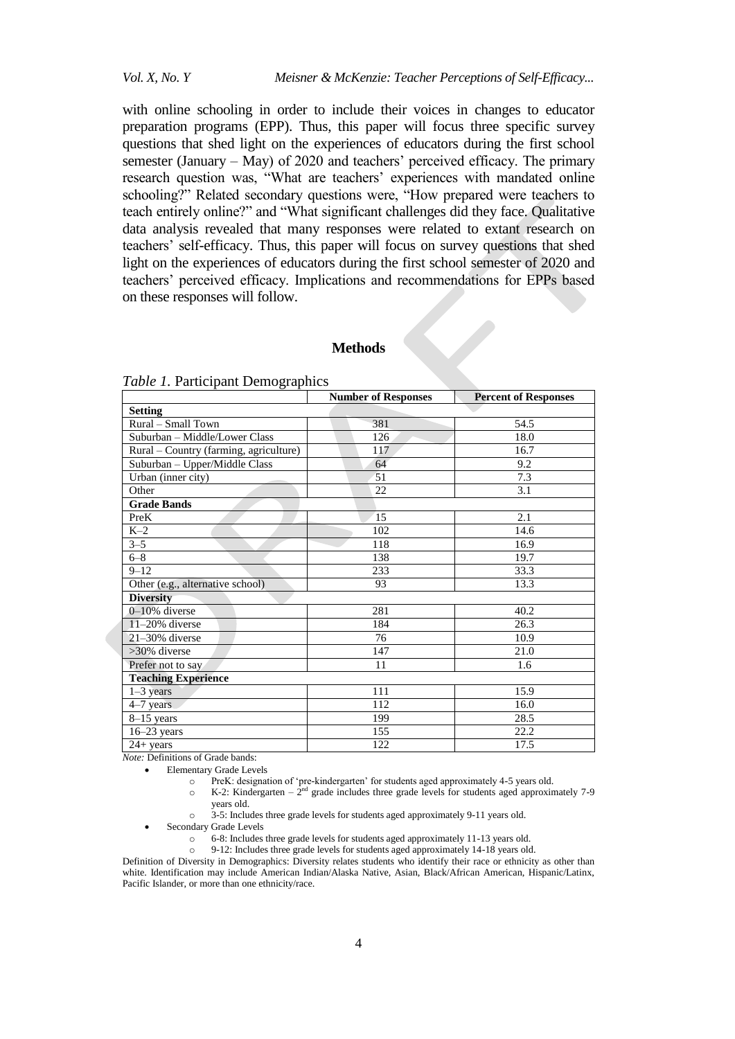with online schooling in order to include their voices in changes to educator preparation programs (EPP). Thus, this paper will focus three specific survey questions that shed light on the experiences of educators during the first school semester (January – May) of 2020 and teachers' perceived efficacy. The primary research question was, "What are teachers' experiences with mandated online schooling?" Related secondary questions were, "How prepared were teachers to teach entirely online?" and "What significant challenges did they face. Qualitative data analysis revealed that many responses were related to extant research on teachers' self-efficacy. Thus, this paper will focus on survey questions that shed light on the experiences of educators during the first school semester of 2020 and teachers' perceived efficacy. Implications and recommendations for EPPs based on these responses will follow.

## Methods

*Table 1.* Participant Demographics

| | Number of Responses | Percent of Responses |
|---|---|---|
| **Setting** | | |
| Rural – Small Town | 381 | 54.5 |
| Suburban – Middle/Lower Class | 126 | 18.0 |
| Rural – Country (farming, agriculture) | 117 | 16.7 |
| Suburban – Upper/Middle Class | 64 | 9.2 |
| Urban (inner city) | 51 | 7.3 |
| Other | 22 | 3.1 |
| **Grade Bands** | | |
| PreK | 15 | 2.1 |
| K–2 | 102 | 14.6 |
| 3–5 | 118 | 16.9 |
| 6–8 | 138 | 19.7 |
| 9–12 | 233 | 33.3 |
| Other (e.g., alternative school) | 93 | 13.3 |
| **Diversity** | | |
| 0–10% diverse | 281 | 40.2 |
| 11–20% diverse | 184 | 26.3 |
| 21–30% diverse | 76 | 10.9 |
| >30% diverse | 147 | 21.0 |
| Prefer not to say | 11 | 1.6 |
| **Teaching Experience** | | |
| 1–3 years | 111 | 15.9 |
| 4–7 years | 112 | 16.0 |
| 8–15 years | 199 | 28.5 |
| 16–23 years | 155 | 22.2 |
| 24+ years | 122 | 17.5 |

*Note:* Definitions of Grade bands:

- Elementary Grade Levels
  - PreK: designation of 'pre-kindergarten' for students aged approximately 4-5 years old.
  - K-2: Kindergarten – 2nd grade includes three grade levels for students aged approximately 7-9 years old.
  - 3-5: Includes three grade levels for students aged approximately 9-11 years old.
- Secondary Grade Levels
  - 6-8: Includes three grade levels for students aged approximately 11-13 years old.
  - 9-12: Includes three grade levels for students aged approximately 14-18 years old.

Definition of Diversity in Demographics: Diversity relates students who identify their race or ethnicity as other than white. Identification may include American Indian/Alaska Native, Asian, Black/African American, Hispanic/Latinx, Pacific Islander, or more than one ethnicity/race.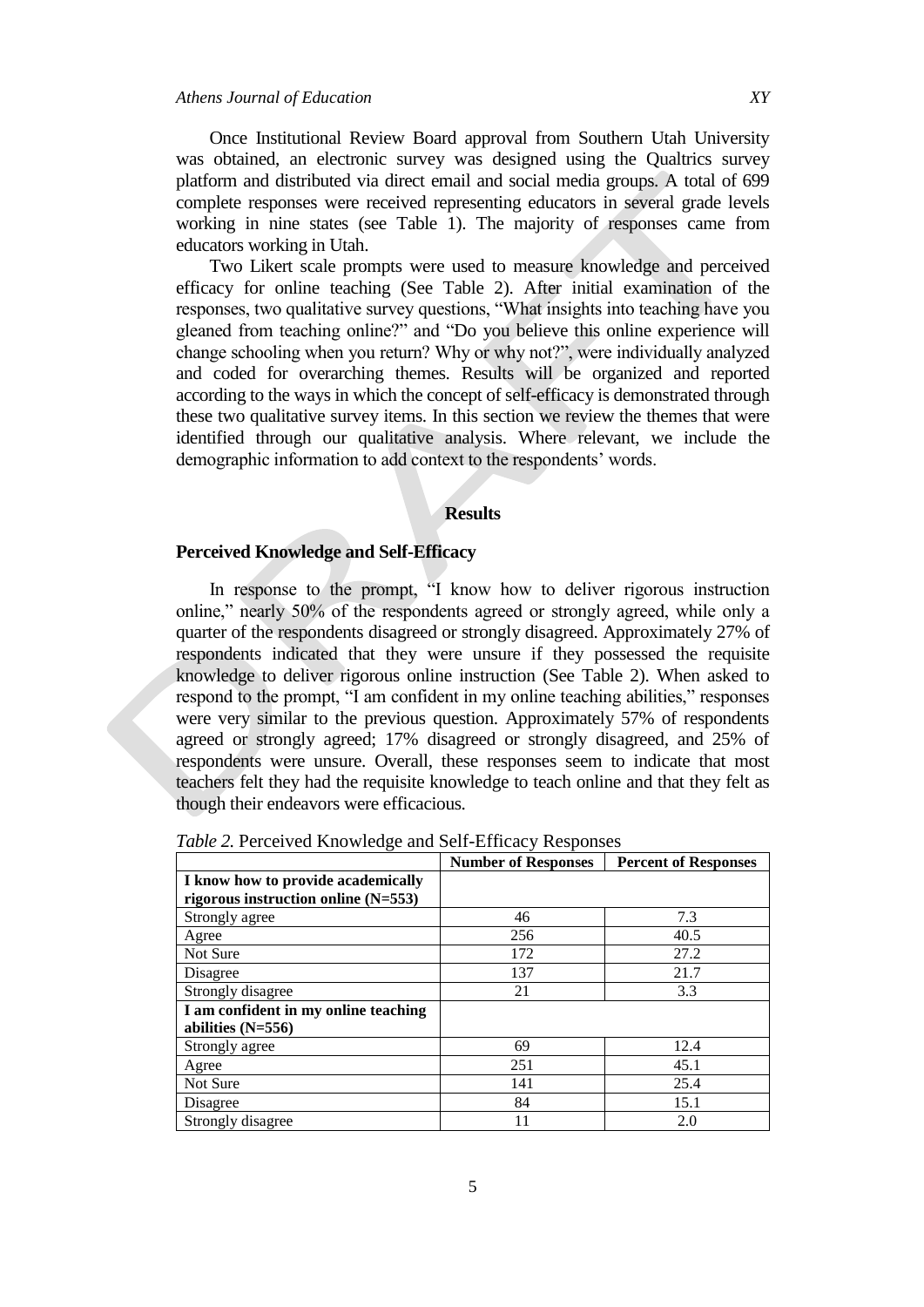Once Institutional Review Board approval from Southern Utah University was obtained, an electronic survey was designed using the Qualtrics survey platform and distributed via direct email and social media groups. A total of 699 complete responses were received representing educators in several grade levels working in nine states (see Table 1). The majority of responses came from educators working in Utah.

Two Likert scale prompts were used to measure knowledge and perceived efficacy for online teaching (See Table 2). After initial examination of the responses, two qualitative survey questions, "What insights into teaching have you gleaned from teaching online?" and "Do you believe this online experience will change schooling when you return? Why or why not?", were individually analyzed and coded for overarching themes. Results will be organized and reported according to the ways in which the concept of self-efficacy is demonstrated through these two qualitative survey items. In this section we review the themes that were identified through our qualitative analysis. Where relevant, we include the demographic information to add context to the respondents' words.

## Results

### Perceived Knowledge and Self-Efficacy

In response to the prompt, "I know how to deliver rigorous instruction online," nearly 50% of the respondents agreed or strongly agreed, while only a quarter of the respondents disagreed or strongly disagreed. Approximately 27% of respondents indicated that they were unsure if they possessed the requisite knowledge to deliver rigorous online instruction (See Table 2). When asked to respond to the prompt, "I am confident in my online teaching abilities," responses were very similar to the previous question. Approximately 57% of respondents agreed or strongly agreed; 17% disagreed or strongly disagreed, and 25% of respondents were unsure. Overall, these responses seem to indicate that most teachers felt they had the requisite knowledge to teach online and that they felt as though their endeavors were efficacious.

*Table 2.* Perceived Knowledge and Self-Efficacy Responses

| | Number of Responses | Percent of Responses |
|---|---|---|
| **I know how to provide academically rigorous instruction online (N=553)** | | |
| Strongly agree | 46 | 7.3 |
| Agree | 256 | 40.5 |
| Not Sure | 172 | 27.2 |
| Disagree | 137 | 21.7 |
| Strongly disagree | 21 | 3.3 |
| **I am confident in my online teaching abilities (N=556)** | | |
| Strongly agree | 69 | 12.4 |
| Agree | 251 | 45.1 |
| Not Sure | 141 | 25.4 |
| Disagree | 84 | 15.1 |
| Strongly disagree | 11 | 2.0 |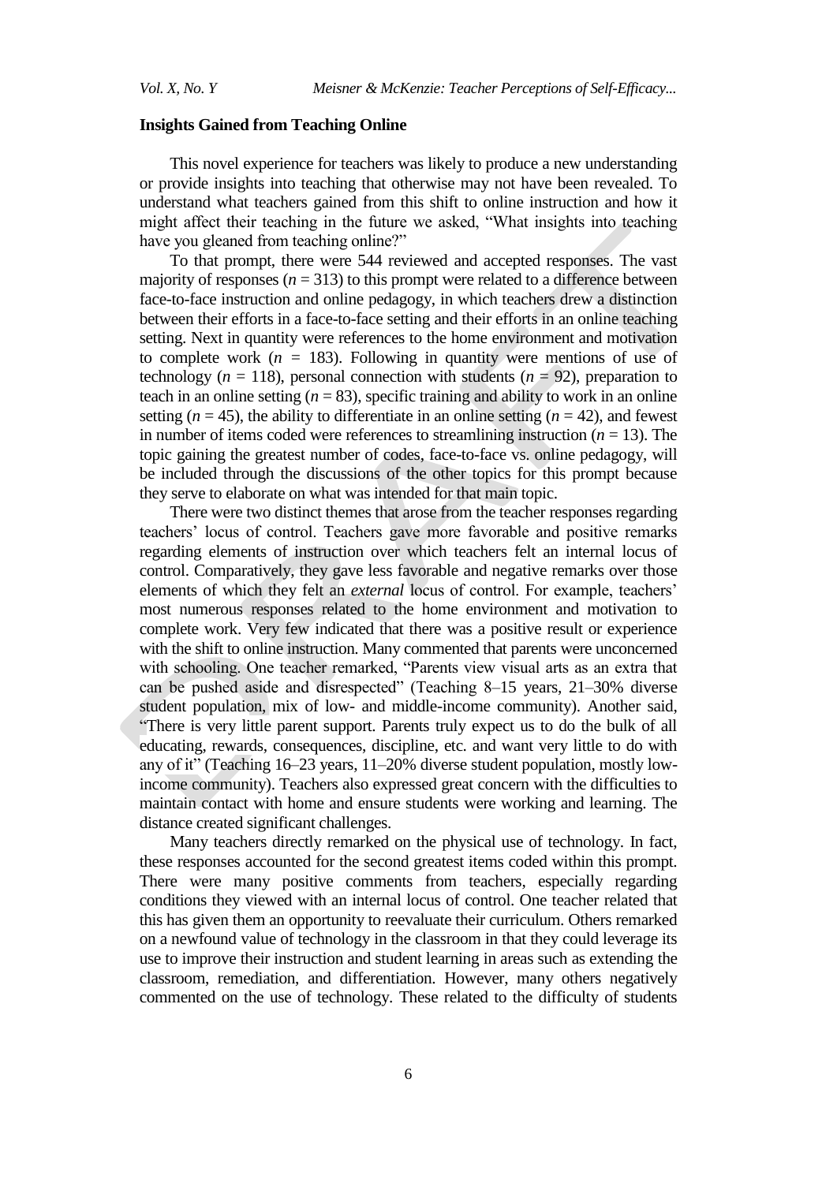**Insights Gained from Teaching Online**

This novel experience for teachers was likely to produce a new understanding or provide insights into teaching that otherwise may not have been revealed. To understand what teachers gained from this shift to online instruction and how it might affect their teaching in the future we asked, "What insights into teaching have you gleaned from teaching online?"

To that prompt, there were 544 reviewed and accepted responses. The vast majority of responses ($n$ = 313) to this prompt were related to a difference between face-to-face instruction and online pedagogy, in which teachers drew a distinction between their efforts in a face-to-face setting and their efforts in an online teaching setting. Next in quantity were references to the home environment and motivation to complete work ($n$ = 183). Following in quantity were mentions of use of technology ($n$ = 118), personal connection with students ($n$ = 92), preparation to teach in an online setting ($n$ = 83), specific training and ability to work in an online setting ($n$ = 45), the ability to differentiate in an online setting ($n$ = 42), and fewest in number of items coded were references to streamlining instruction ($n$ = 13). The topic gaining the greatest number of codes, face-to-face vs. online pedagogy, will be included through the discussions of the other topics for this prompt because they serve to elaborate on what was intended for that main topic.

There were two distinct themes that arose from the teacher responses regarding teachers' locus of control. Teachers gave more favorable and positive remarks regarding elements of instruction over which teachers felt an internal locus of control. Comparatively, they gave less favorable and negative remarks over those elements of which they felt an *external* locus of control. For example, teachers' most numerous responses related to the home environment and motivation to complete work. Very few indicated that there was a positive result or experience with the shift to online instruction. Many commented that parents were unconcerned with schooling. One teacher remarked, "Parents view visual arts as an extra that can be pushed aside and disrespected" (Teaching 8–15 years, 21–30% diverse student population, mix of low- and middle-income community). Another said, "There is very little parent support. Parents truly expect us to do the bulk of all educating, rewards, consequences, discipline, etc. and want very little to do with any of it" (Teaching 16–23 years, 11–20% diverse student population, mostly low-income community). Teachers also expressed great concern with the difficulties to maintain contact with home and ensure students were working and learning. The distance created significant challenges.

Many teachers directly remarked on the physical use of technology. In fact, these responses accounted for the second greatest items coded within this prompt. There were many positive comments from teachers, especially regarding conditions they viewed with an internal locus of control. One teacher related that this has given them an opportunity to reevaluate their curriculum. Others remarked on a newfound value of technology in the classroom in that they could leverage its use to improve their instruction and student learning in areas such as extending the classroom, remediation, and differentiation. However, many others negatively commented on the use of technology. These related to the difficulty of students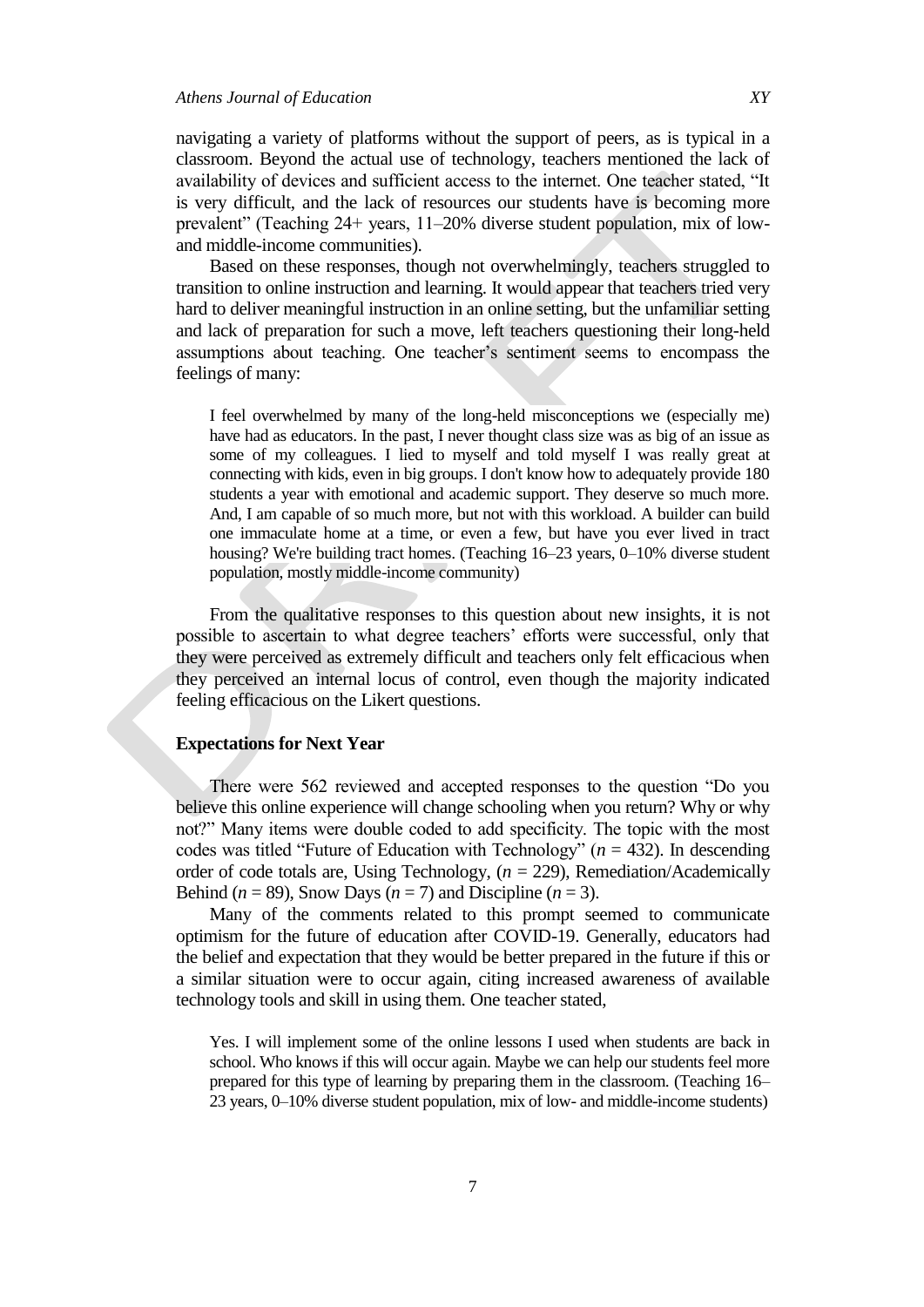navigating a variety of platforms without the support of peers, as is typical in a classroom. Beyond the actual use of technology, teachers mentioned the lack of availability of devices and sufficient access to the internet. One teacher stated, "It is very difficult, and the lack of resources our students have is becoming more prevalent" (Teaching 24+ years, 11–20% diverse student population, mix of low- and middle-income communities).

Based on these responses, though not overwhelmingly, teachers struggled to transition to online instruction and learning. It would appear that teachers tried very hard to deliver meaningful instruction in an online setting, but the unfamiliar setting and lack of preparation for such a move, left teachers questioning their long-held assumptions about teaching. One teacher's sentiment seems to encompass the feelings of many:

> I feel overwhelmed by many of the long-held misconceptions we (especially me) have had as educators. In the past, I never thought class size was as big of an issue as some of my colleagues. I lied to myself and told myself I was really great at connecting with kids, even in big groups. I don't know how to adequately provide 180 students a year with emotional and academic support. They deserve so much more. And, I am capable of so much more, but not with this workload. A builder can build one immaculate home at a time, or even a few, but have you ever lived in tract housing? We're building tract homes. (Teaching 16–23 years, 0–10% diverse student population, mostly middle-income community)

From the qualitative responses to this question about new insights, it is not possible to ascertain to what degree teachers' efforts were successful, only that they were perceived as extremely difficult and teachers only felt efficacious when they perceived an internal locus of control, even though the majority indicated feeling efficacious on the Likert questions.

### Expectations for Next Year

There were 562 reviewed and accepted responses to the question "Do you believe this online experience will change schooling when you return? Why or why not?" Many items were double coded to add specificity. The topic with the most codes was titled "Future of Education with Technology" ($n$ = 432). In descending order of code totals are, Using Technology, ($n$ = 229), Remediation/Academically Behind ($n$ = 89), Snow Days ($n$ = 7) and Discipline ($n$ = 3).

Many of the comments related to this prompt seemed to communicate optimism for the future of education after COVID-19. Generally, educators had the belief and expectation that they would be better prepared in the future if this or a similar situation were to occur again, citing increased awareness of available technology tools and skill in using them. One teacher stated,

> Yes. I will implement some of the online lessons I used when students are back in school. Who knows if this will occur again. Maybe we can help our students feel more prepared for this type of learning by preparing them in the classroom. (Teaching 16–23 years, 0–10% diverse student population, mix of low- and middle-income students)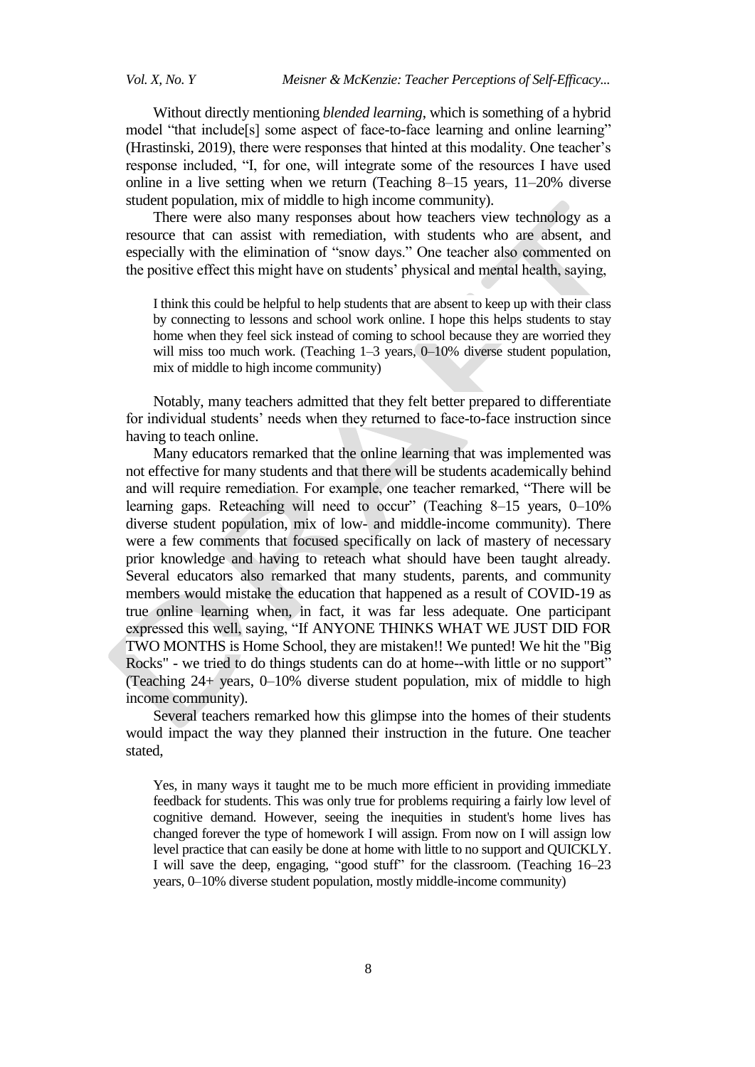Without directly mentioning *blended learning*, which is something of a hybrid model "that include[s] some aspect of face-to-face learning and online learning" (Hrastinski, 2019), there were responses that hinted at this modality. One teacher's response included, "I, for one, will integrate some of the resources I have used online in a live setting when we return (Teaching 8–15 years, 11–20% diverse student population, mix of middle to high income community).

There were also many responses about how teachers view technology as a resource that can assist with remediation, with students who are absent, and especially with the elimination of "snow days." One teacher also commented on the positive effect this might have on students' physical and mental health, saying,

> I think this could be helpful to help students that are absent to keep up with their class by connecting to lessons and school work online. I hope this helps students to stay home when they feel sick instead of coming to school because they are worried they will miss too much work. (Teaching 1–3 years, 0–10% diverse student population, mix of middle to high income community)

Notably, many teachers admitted that they felt better prepared to differentiate for individual students' needs when they returned to face-to-face instruction since having to teach online.

Many educators remarked that the online learning that was implemented was not effective for many students and that there will be students academically behind and will require remediation. For example, one teacher remarked, "There will be learning gaps. Reteaching will need to occur" (Teaching 8–15 years, 0–10% diverse student population, mix of low- and middle-income community). There were a few comments that focused specifically on lack of mastery of necessary prior knowledge and having to reteach what should have been taught already. Several educators also remarked that many students, parents, and community members would mistake the education that happened as a result of COVID-19 as true online learning when, in fact, it was far less adequate. One participant expressed this well, saying, "If ANYONE THINKS WHAT WE JUST DID FOR TWO MONTHS is Home School, they are mistaken!! We punted! We hit the "Big Rocks" - we tried to do things students can do at home--with little or no support" (Teaching 24+ years, 0–10% diverse student population, mix of middle to high income community).

Several teachers remarked how this glimpse into the homes of their students would impact the way they planned their instruction in the future. One teacher stated,

> Yes, in many ways it taught me to be much more efficient in providing immediate feedback for students. This was only true for problems requiring a fairly low level of cognitive demand. However, seeing the inequities in student's home lives has changed forever the type of homework I will assign. From now on I will assign low level practice that can easily be done at home with little to no support and QUICKLY. I will save the deep, engaging, "good stuff" for the classroom. (Teaching 16–23 years, 0–10% diverse student population, mostly middle-income community)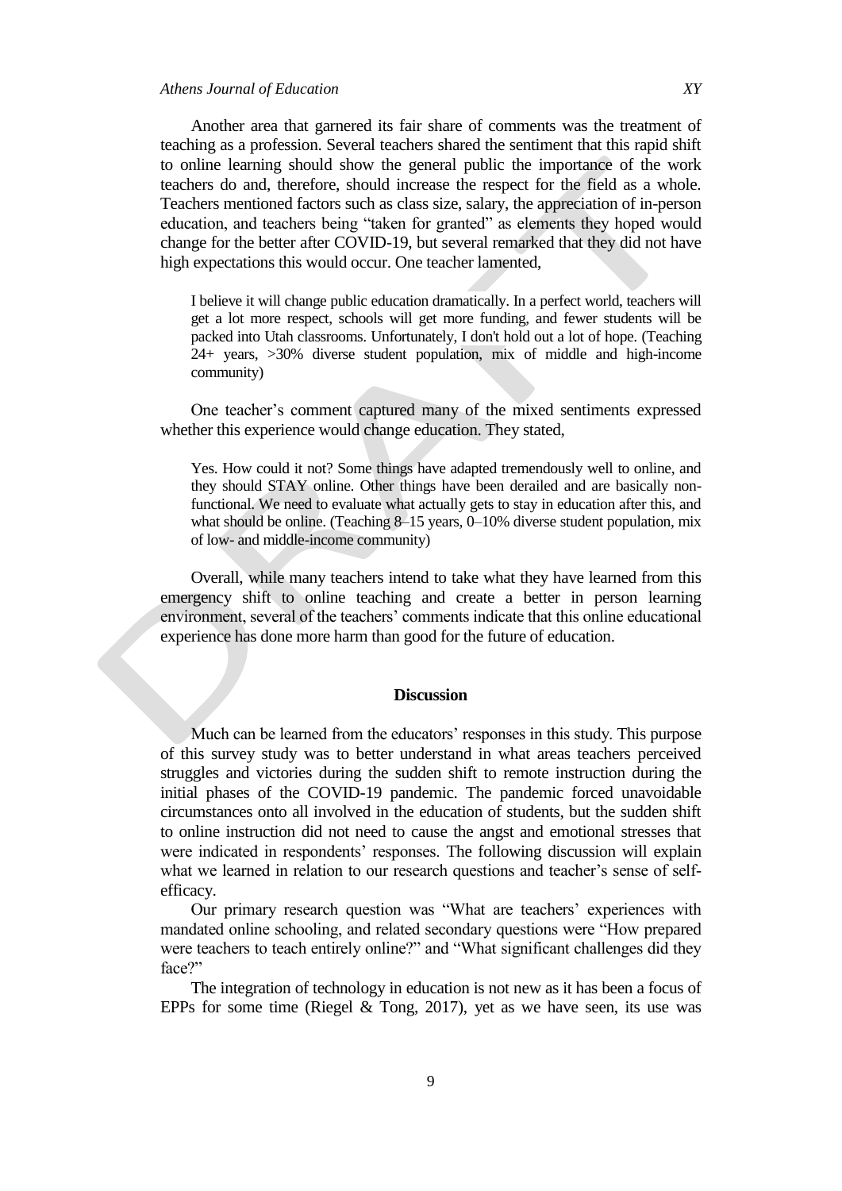Another area that garnered its fair share of comments was the treatment of teaching as a profession. Several teachers shared the sentiment that this rapid shift to online learning should show the general public the importance of the work teachers do and, therefore, should increase the respect for the field as a whole. Teachers mentioned factors such as class size, salary, the appreciation of in-person education, and teachers being "taken for granted" as elements they hoped would change for the better after COVID-19, but several remarked that they did not have high expectations this would occur. One teacher lamented,

> I believe it will change public education dramatically. In a perfect world, teachers will get a lot more respect, schools will get more funding, and fewer students will be packed into Utah classrooms. Unfortunately, I don't hold out a lot of hope. (Teaching 24+ years, >30% diverse student population, mix of middle and high-income community)

One teacher's comment captured many of the mixed sentiments expressed whether this experience would change education. They stated,

> Yes. How could it not? Some things have adapted tremendously well to online, and they should STAY online. Other things have been derailed and are basically non-functional. We need to evaluate what actually gets to stay in education after this, and what should be online. (Teaching 8–15 years, 0–10% diverse student population, mix of low- and middle-income community)

Overall, while many teachers intend to take what they have learned from this emergency shift to online teaching and create a better in person learning environment, several of the teachers' comments indicate that this online educational experience has done more harm than good for the future of education.

## Discussion

Much can be learned from the educators' responses in this study. This purpose of this survey study was to better understand in what areas teachers perceived struggles and victories during the sudden shift to remote instruction during the initial phases of the COVID-19 pandemic. The pandemic forced unavoidable circumstances onto all involved in the education of students, but the sudden shift to online instruction did not need to cause the angst and emotional stresses that were indicated in respondents' responses. The following discussion will explain what we learned in relation to our research questions and teacher's sense of self-efficacy.

Our primary research question was "What are teachers' experiences with mandated online schooling, and related secondary questions were "How prepared were teachers to teach entirely online?" and "What significant challenges did they face?"

The integration of technology in education is not new as it has been a focus of EPPs for some time (Riegel & Tong, 2017), yet as we have seen, its use was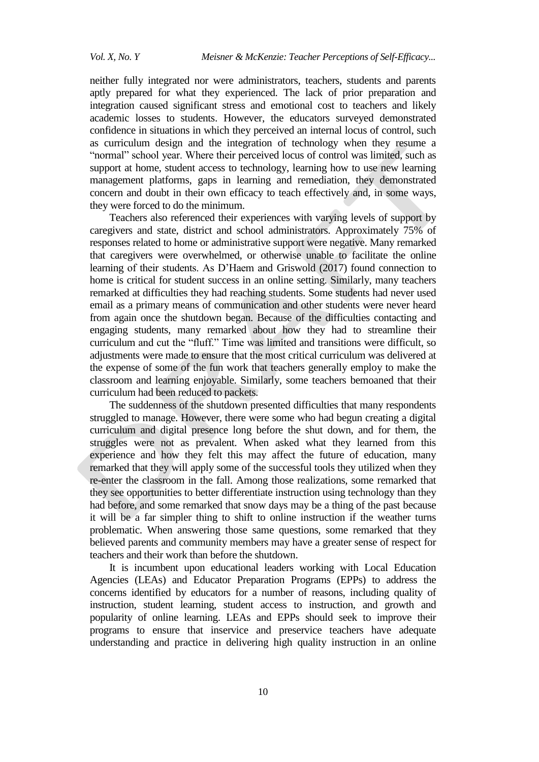neither fully integrated nor were administrators, teachers, students and parents aptly prepared for what they experienced. The lack of prior preparation and integration caused significant stress and emotional cost to teachers and likely academic losses to students. However, the educators surveyed demonstrated confidence in situations in which they perceived an internal locus of control, such as curriculum design and the integration of technology when they resume a "normal" school year. Where their perceived locus of control was limited, such as support at home, student access to technology, learning how to use new learning management platforms, gaps in learning and remediation, they demonstrated concern and doubt in their own efficacy to teach effectively and, in some ways, they were forced to do the minimum.

Teachers also referenced their experiences with varying levels of support by caregivers and state, district and school administrators. Approximately 75% of responses related to home or administrative support were negative. Many remarked that caregivers were overwhelmed, or otherwise unable to facilitate the online learning of their students. As D'Haem and Griswold (2017) found connection to home is critical for student success in an online setting. Similarly, many teachers remarked at difficulties they had reaching students. Some students had never used email as a primary means of communication and other students were never heard from again once the shutdown began. Because of the difficulties contacting and engaging students, many remarked about how they had to streamline their curriculum and cut the "fluff." Time was limited and transitions were difficult, so adjustments were made to ensure that the most critical curriculum was delivered at the expense of some of the fun work that teachers generally employ to make the classroom and learning enjoyable. Similarly, some teachers bemoaned that their curriculum had been reduced to packets.

The suddenness of the shutdown presented difficulties that many respondents struggled to manage. However, there were some who had begun creating a digital curriculum and digital presence long before the shut down, and for them, the struggles were not as prevalent. When asked what they learned from this experience and how they felt this may affect the future of education, many remarked that they will apply some of the successful tools they utilized when they re-enter the classroom in the fall. Among those realizations, some remarked that they see opportunities to better differentiate instruction using technology than they had before, and some remarked that snow days may be a thing of the past because it will be a far simpler thing to shift to online instruction if the weather turns problematic. When answering those same questions, some remarked that they believed parents and community members may have a greater sense of respect for teachers and their work than before the shutdown.

It is incumbent upon educational leaders working with Local Education Agencies (LEAs) and Educator Preparation Programs (EPPs) to address the concerns identified by educators for a number of reasons, including quality of instruction, student learning, student access to instruction, and growth and popularity of online learning. LEAs and EPPs should seek to improve their programs to ensure that inservice and preservice teachers have adequate understanding and practice in delivering high quality instruction in an online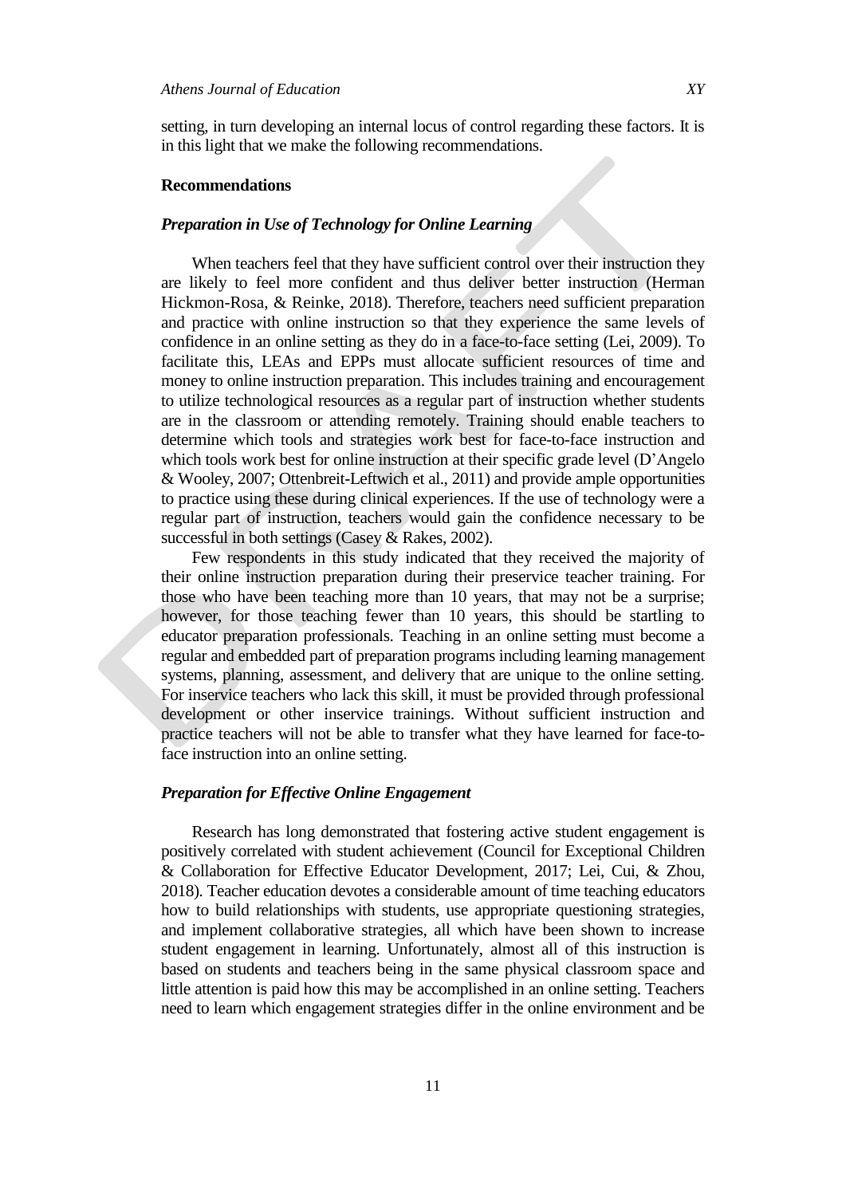setting, in turn developing an internal locus of control regarding these factors. It is in this light that we make the following recommendations.

## Recommendations

### *Preparation in Use of Technology for Online Learning*

When teachers feel that they have sufficient control over their instruction they are likely to feel more confident and thus deliver better instruction (Herman Hickmon-Rosa, & Reinke, 2018). Therefore, teachers need sufficient preparation and practice with online instruction so that they experience the same levels of confidence in an online setting as they do in a face-to-face setting (Lei, 2009). To facilitate this, LEAs and EPPs must allocate sufficient resources of time and money to online instruction preparation. This includes training and encouragement to utilize technological resources as a regular part of instruction whether students are in the classroom or attending remotely. Training should enable teachers to determine which tools and strategies work best for face-to-face instruction and which tools work best for online instruction at their specific grade level (D'Angelo & Wooley, 2007; Ottenbreit-Leftwich et al., 2011) and provide ample opportunities to practice using these during clinical experiences. If the use of technology were a regular part of instruction, teachers would gain the confidence necessary to be successful in both settings (Casey & Rakes, 2002).

Few respondents in this study indicated that they received the majority of their online instruction preparation during their preservice teacher training. For those who have been teaching more than 10 years, that may not be a surprise; however, for those teaching fewer than 10 years, this should be startling to educator preparation professionals. Teaching in an online setting must become a regular and embedded part of preparation programs including learning management systems, planning, assessment, and delivery that are unique to the online setting. For inservice teachers who lack this skill, it must be provided through professional development or other inservice trainings. Without sufficient instruction and practice teachers will not be able to transfer what they have learned for face-to-face instruction into an online setting.

### *Preparation for Effective Online Engagement*

Research has long demonstrated that fostering active student engagement is positively correlated with student achievement (Council for Exceptional Children & Collaboration for Effective Educator Development, 2017; Lei, Cui, & Zhou, 2018). Teacher education devotes a considerable amount of time teaching educators how to build relationships with students, use appropriate questioning strategies, and implement collaborative strategies, all which have been shown to increase student engagement in learning. Unfortunately, almost all of this instruction is based on students and teachers being in the same physical classroom space and little attention is paid how this may be accomplished in an online setting. Teachers need to learn which engagement strategies differ in the online environment and be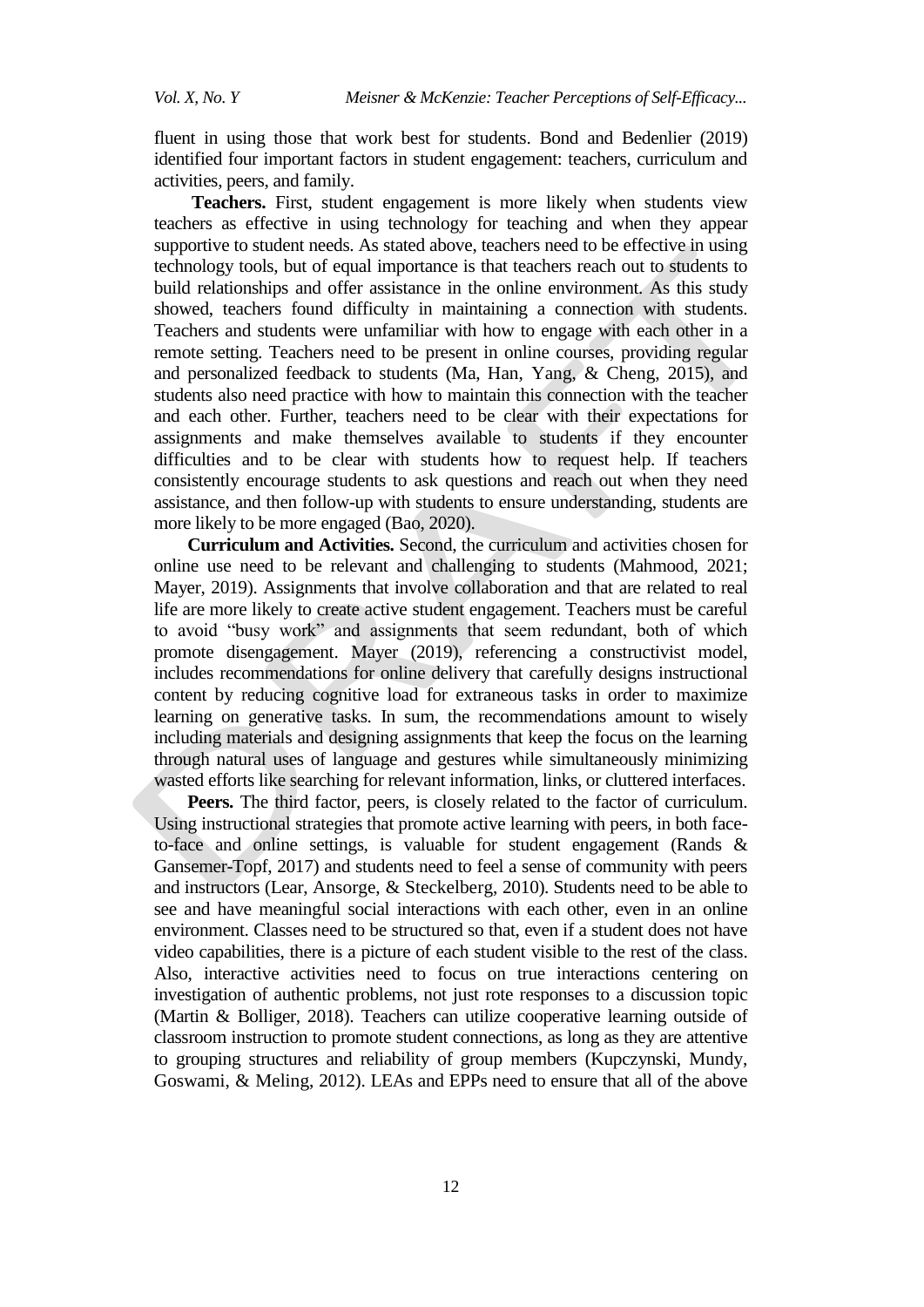fluent in using those that work best for students. Bond and Bedenlier (2019) identified four important factors in student engagement: teachers, curriculum and activities, peers, and family.

**Teachers.** First, student engagement is more likely when students view teachers as effective in using technology for teaching and when they appear supportive to student needs. As stated above, teachers need to be effective in using technology tools, but of equal importance is that teachers reach out to students to build relationships and offer assistance in the online environment. As this study showed, teachers found difficulty in maintaining a connection with students. Teachers and students were unfamiliar with how to engage with each other in a remote setting. Teachers need to be present in online courses, providing regular and personalized feedback to students (Ma, Han, Yang, & Cheng, 2015), and students also need practice with how to maintain this connection with the teacher and each other. Further, teachers need to be clear with their expectations for assignments and make themselves available to students if they encounter difficulties and to be clear with students how to request help. If teachers consistently encourage students to ask questions and reach out when they need assistance, and then follow-up with students to ensure understanding, students are more likely to be more engaged (Bao, 2020).

**Curriculum and Activities.** Second, the curriculum and activities chosen for online use need to be relevant and challenging to students (Mahmood, 2021; Mayer, 2019). Assignments that involve collaboration and that are related to real life are more likely to create active student engagement. Teachers must be careful to avoid "busy work" and assignments that seem redundant, both of which promote disengagement. Mayer (2019), referencing a constructivist model, includes recommendations for online delivery that carefully designs instructional content by reducing cognitive load for extraneous tasks in order to maximize learning on generative tasks. In sum, the recommendations amount to wisely including materials and designing assignments that keep the focus on the learning through natural uses of language and gestures while simultaneously minimizing wasted efforts like searching for relevant information, links, or cluttered interfaces.

**Peers.** The third factor, peers, is closely related to the factor of curriculum. Using instructional strategies that promote active learning with peers, in both face-to-face and online settings, is valuable for student engagement (Rands & Gansemer-Topf, 2017) and students need to feel a sense of community with peers and instructors (Lear, Ansorge, & Steckelberg, 2010). Students need to be able to see and have meaningful social interactions with each other, even in an online environment. Classes need to be structured so that, even if a student does not have video capabilities, there is a picture of each student visible to the rest of the class. Also, interactive activities need to focus on true interactions centering on investigation of authentic problems, not just rote responses to a discussion topic (Martin & Bolliger, 2018). Teachers can utilize cooperative learning outside of classroom instruction to promote student connections, as long as they are attentive to grouping structures and reliability of group members (Kupczynski, Mundy, Goswami, & Meling, 2012). LEAs and EPPs need to ensure that all of the above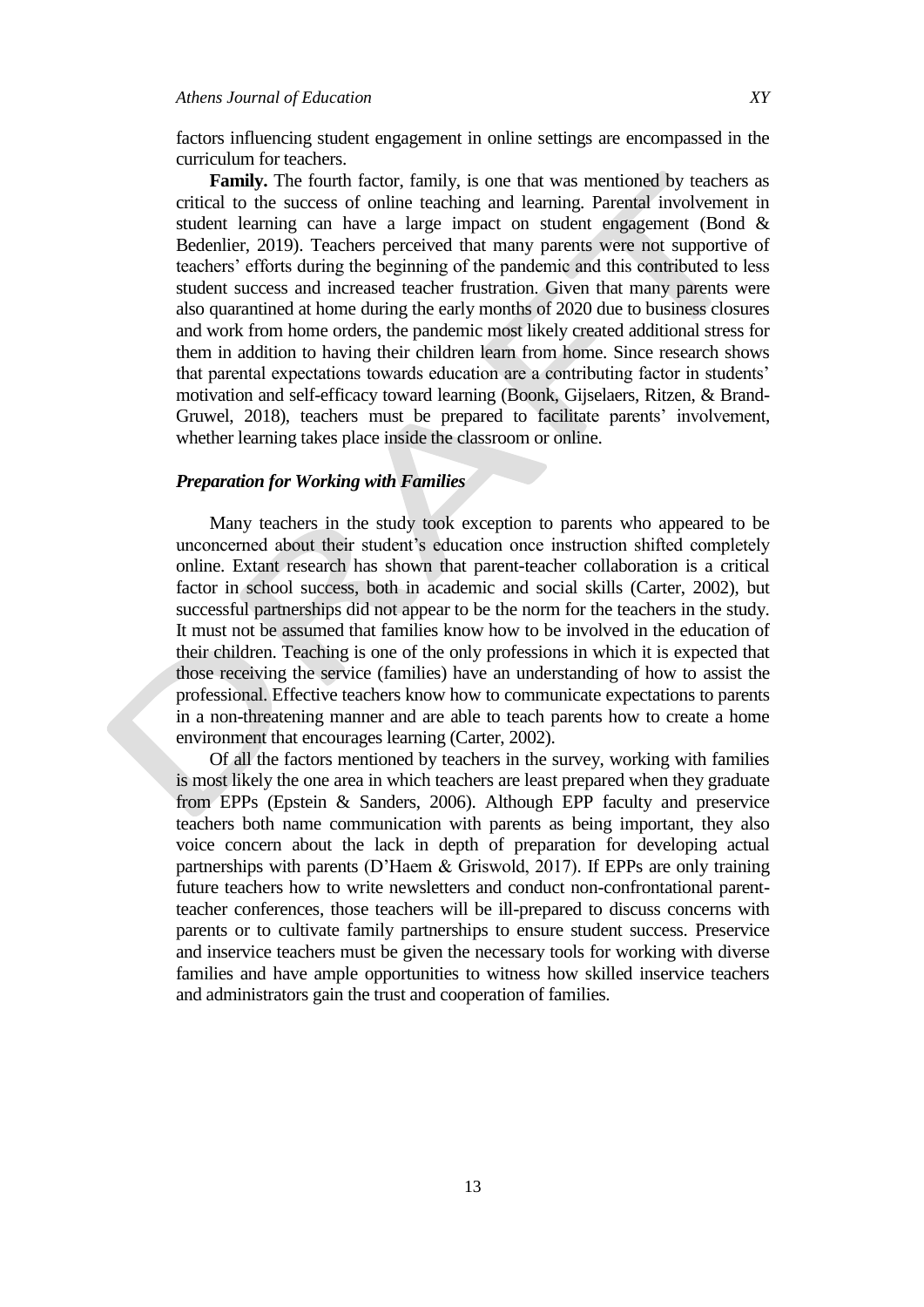factors influencing student engagement in online settings are encompassed in the curriculum for teachers.

**Family.** The fourth factor, family, is one that was mentioned by teachers as critical to the success of online teaching and learning. Parental involvement in student learning can have a large impact on student engagement (Bond & Bedenlier, 2019). Teachers perceived that many parents were not supportive of teachers' efforts during the beginning of the pandemic and this contributed to less student success and increased teacher frustration. Given that many parents were also quarantined at home during the early months of 2020 due to business closures and work from home orders, the pandemic most likely created additional stress for them in addition to having their children learn from home. Since research shows that parental expectations towards education are a contributing factor in students' motivation and self-efficacy toward learning (Boonk, Gijselaers, Ritzen, & Brand-Gruwel, 2018), teachers must be prepared to facilitate parents' involvement, whether learning takes place inside the classroom or online.

### *Preparation for Working with Families*

Many teachers in the study took exception to parents who appeared to be unconcerned about their student's education once instruction shifted completely online. Extant research has shown that parent-teacher collaboration is a critical factor in school success, both in academic and social skills (Carter, 2002), but successful partnerships did not appear to be the norm for the teachers in the study. It must not be assumed that families know how to be involved in the education of their children. Teaching is one of the only professions in which it is expected that those receiving the service (families) have an understanding of how to assist the professional. Effective teachers know how to communicate expectations to parents in a non-threatening manner and are able to teach parents how to create a home environment that encourages learning (Carter, 2002).

Of all the factors mentioned by teachers in the survey, working with families is most likely the one area in which teachers are least prepared when they graduate from EPPs (Epstein & Sanders, 2006). Although EPP faculty and preservice teachers both name communication with parents as being important, they also voice concern about the lack in depth of preparation for developing actual partnerships with parents (D'Haem & Griswold, 2017). If EPPs are only training future teachers how to write newsletters and conduct non-confrontational parent-teacher conferences, those teachers will be ill-prepared to discuss concerns with parents or to cultivate family partnerships to ensure student success. Preservice and inservice teachers must be given the necessary tools for working with diverse families and have ample opportunities to witness how skilled inservice teachers and administrators gain the trust and cooperation of families.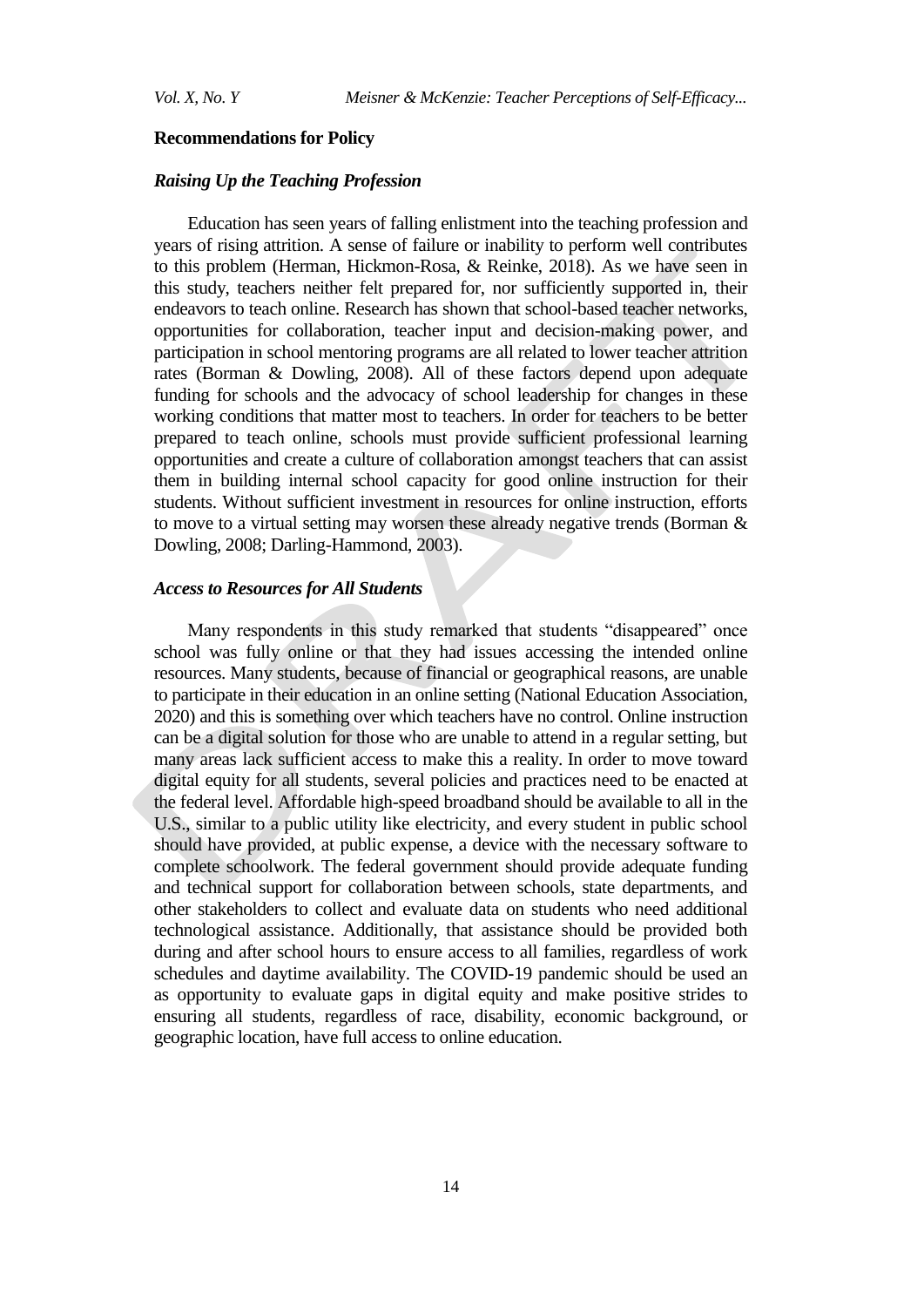## Recommendations for Policy

### *Raising Up the Teaching Profession*

Education has seen years of falling enlistment into the teaching profession and years of rising attrition. A sense of failure or inability to perform well contributes to this problem (Herman, Hickmon-Rosa, & Reinke, 2018). As we have seen in this study, teachers neither felt prepared for, nor sufficiently supported in, their endeavors to teach online. Research has shown that school-based teacher networks, opportunities for collaboration, teacher input and decision-making power, and participation in school mentoring programs are all related to lower teacher attrition rates (Borman & Dowling, 2008). All of these factors depend upon adequate funding for schools and the advocacy of school leadership for changes in these working conditions that matter most to teachers. In order for teachers to be better prepared to teach online, schools must provide sufficient professional learning opportunities and create a culture of collaboration amongst teachers that can assist them in building internal school capacity for good online instruction for their students. Without sufficient investment in resources for online instruction, efforts to move to a virtual setting may worsen these already negative trends (Borman & Dowling, 2008; Darling-Hammond, 2003).

### *Access to Resources for All Students*

Many respondents in this study remarked that students "disappeared" once school was fully online or that they had issues accessing the intended online resources. Many students, because of financial or geographical reasons, are unable to participate in their education in an online setting (National Education Association, 2020) and this is something over which teachers have no control. Online instruction can be a digital solution for those who are unable to attend in a regular setting, but many areas lack sufficient access to make this a reality. In order to move toward digital equity for all students, several policies and practices need to be enacted at the federal level. Affordable high-speed broadband should be available to all in the U.S., similar to a public utility like electricity, and every student in public school should have provided, at public expense, a device with the necessary software to complete schoolwork. The federal government should provide adequate funding and technical support for collaboration between schools, state departments, and other stakeholders to collect and evaluate data on students who need additional technological assistance. Additionally, that assistance should be provided both during and after school hours to ensure access to all families, regardless of work schedules and daytime availability. The COVID-19 pandemic should be used an as opportunity to evaluate gaps in digital equity and make positive strides to ensuring all students, regardless of race, disability, economic background, or geographic location, have full access to online education.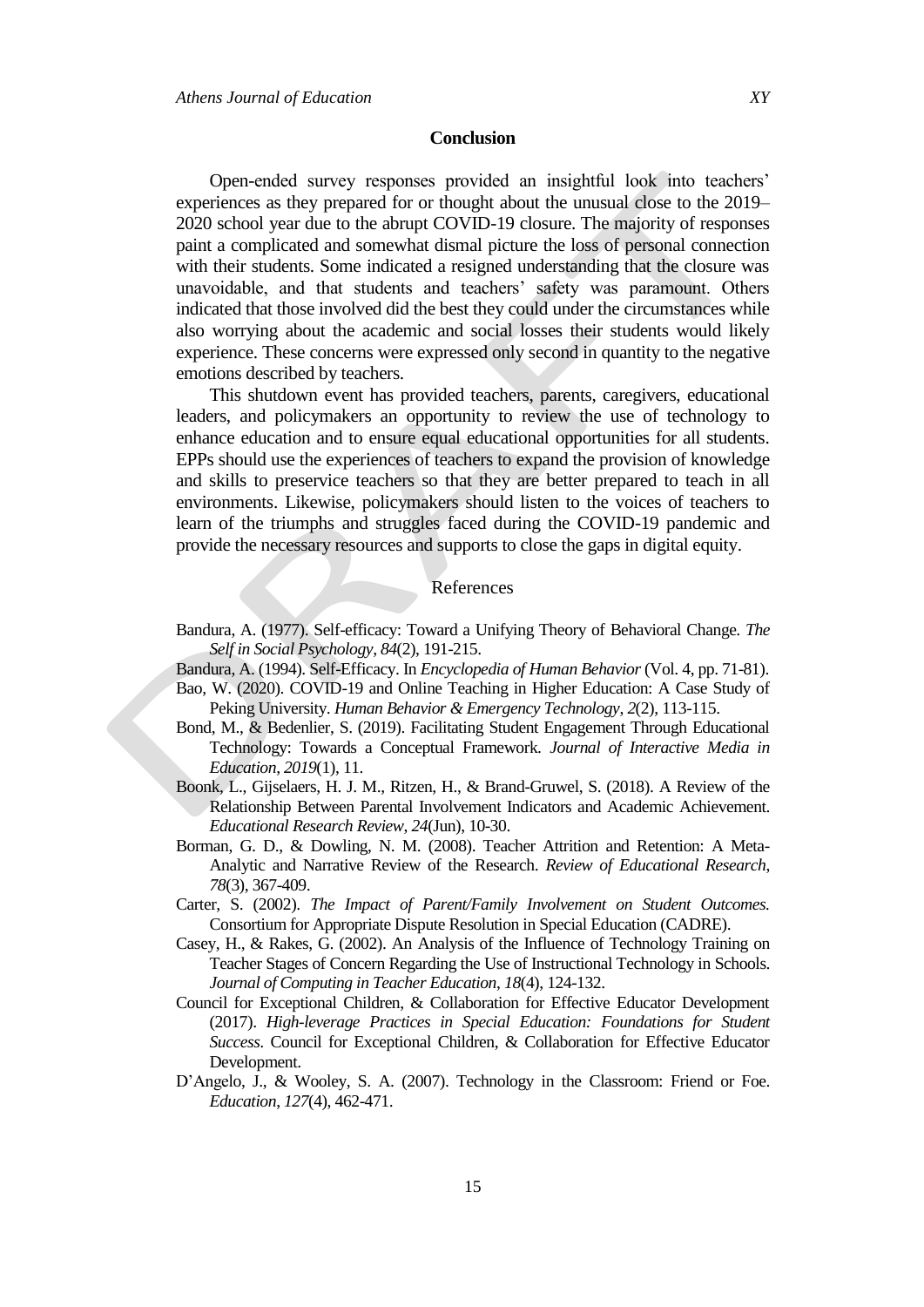## Conclusion

Open-ended survey responses provided an insightful look into teachers' experiences as they prepared for or thought about the unusual close to the 2019–2020 school year due to the abrupt COVID-19 closure. The majority of responses paint a complicated and somewhat dismal picture the loss of personal connection with their students. Some indicated a resigned understanding that the closure was unavoidable, and that students and teachers' safety was paramount. Others indicated that those involved did the best they could under the circumstances while also worrying about the academic and social losses their students would likely experience. These concerns were expressed only second in quantity to the negative emotions described by teachers.

This shutdown event has provided teachers, parents, caregivers, educational leaders, and policymakers an opportunity to review the use of technology to enhance education and to ensure equal educational opportunities for all students. EPPs should use the experiences of teachers to expand the provision of knowledge and skills to preservice teachers so that they are better prepared to teach in all environments. Likewise, policymakers should listen to the voices of teachers to learn of the triumphs and struggles faced during the COVID-19 pandemic and provide the necessary resources and supports to close the gaps in digital equity.

## References

Bandura, A. (1977). Self-efficacy: Toward a Unifying Theory of Behavioral Change. *The Self in Social Psychology*, *84*(2), 191-215.

Bandura, A. (1994). Self-Efficacy. In *Encyclopedia of Human Behavior* (Vol. 4, pp. 71-81).

Bao, W. (2020). COVID-19 and Online Teaching in Higher Education: A Case Study of Peking University. *Human Behavior & Emergency Technology*, *2*(2), 113-115.

Bond, M., & Bedenlier, S. (2019). Facilitating Student Engagement Through Educational Technology: Towards a Conceptual Framework. *Journal of Interactive Media in Education*, *2019*(1), 11.

Boonk, L., Gijselaers, H. J. M., Ritzen, H., & Brand-Gruwel, S. (2018). A Review of the Relationship Between Parental Involvement Indicators and Academic Achievement. *Educational Research Review*, *24*(Jun), 10-30.

Borman, G. D., & Dowling, N. M. (2008). Teacher Attrition and Retention: A Meta-Analytic and Narrative Review of the Research. *Review of Educational Research*, *78*(3), 367-409.

Carter, S. (2002). *The Impact of Parent/Family Involvement on Student Outcomes.* Consortium for Appropriate Dispute Resolution in Special Education (CADRE).

Casey, H., & Rakes, G. (2002). An Analysis of the Influence of Technology Training on Teacher Stages of Concern Regarding the Use of Instructional Technology in Schools. *Journal of Computing in Teacher Education*, *18*(4), 124-132.

Council for Exceptional Children, & Collaboration for Effective Educator Development (2017). *High-leverage Practices in Special Education: Foundations for Student Success.* Council for Exceptional Children, & Collaboration for Effective Educator Development.

D'Angelo, J., & Wooley, S. A. (2007). Technology in the Classroom: Friend or Foe. *Education*, *127*(4), 462-471.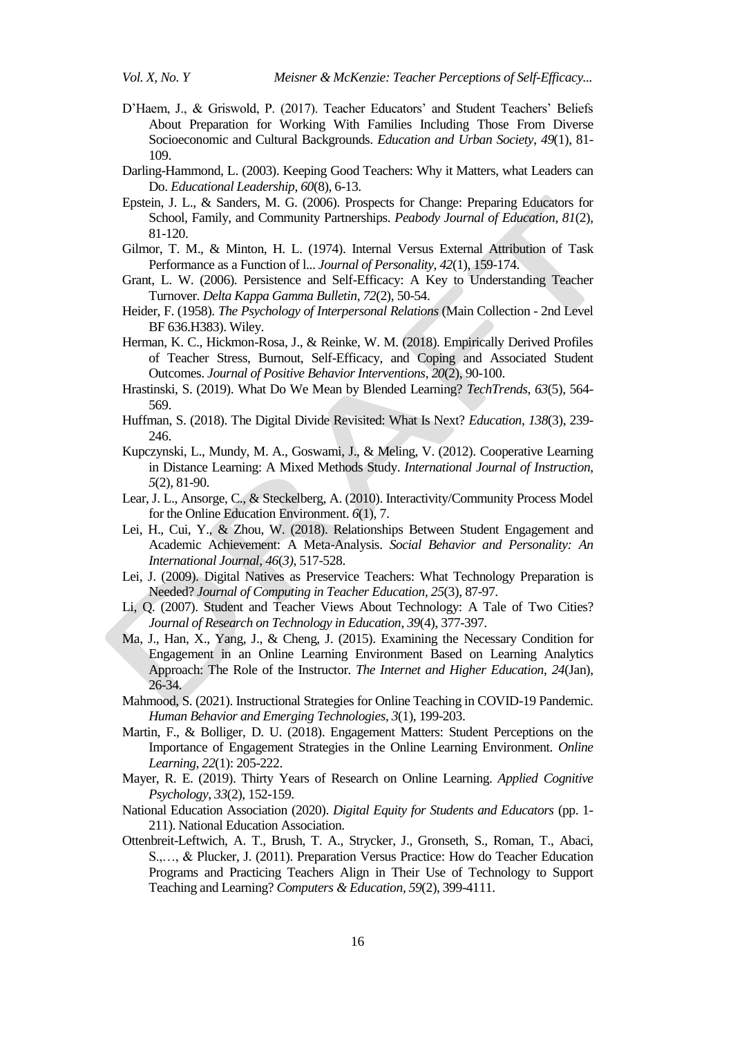D'Haem, J., & Griswold, P. (2017). Teacher Educators' and Student Teachers' Beliefs About Preparation for Working With Families Including Those From Diverse Socioeconomic and Cultural Backgrounds. *Education and Urban Society*, *49*(1), 81-109.

Darling-Hammond, L. (2003). Keeping Good Teachers: Why it Matters, what Leaders can Do. *Educational Leadership*, *60*(8), 6-13.

Epstein, J. L., & Sanders, M. G. (2006). Prospects for Change: Preparing Educators for School, Family, and Community Partnerships. *Peabody Journal of Education*, *81*(2), 81-120.

Gilmor, T. M., & Minton, H. L. (1974). Internal Versus External Attribution of Task Performance as a Function of l... *Journal of Personality*, *42*(1), 159-174.

Grant, L. W. (2006). Persistence and Self-Efficacy: A Key to Understanding Teacher Turnover. *Delta Kappa Gamma Bulletin*, *72*(2), 50-54.

Heider, F. (1958). *The Psychology of Interpersonal Relations* (Main Collection - 2nd Level BF 636.H383). Wiley.

Herman, K. C., Hickmon-Rosa, J., & Reinke, W. M. (2018). Empirically Derived Profiles of Teacher Stress, Burnout, Self-Efficacy, and Coping and Associated Student Outcomes. *Journal of Positive Behavior Interventions*, *20*(2), 90-100.

Hrastinski, S. (2019). What Do We Mean by Blended Learning? *TechTrends*, *63*(5), 564-569.

Huffman, S. (2018). The Digital Divide Revisited: What Is Next? *Education*, *138*(3), 239-246.

Kupczynski, L., Mundy, M. A., Goswami, J., & Meling, V. (2012). Cooperative Learning in Distance Learning: A Mixed Methods Study. *International Journal of Instruction*, *5*(2), 81-90.

Lear, J. L., Ansorge, C., & Steckelberg, A. (2010). Interactivity/Community Process Model for the Online Education Environment. *6*(1), 7.

Lei, H., Cui, Y., & Zhou, W. (2018). Relationships Between Student Engagement and Academic Achievement: A Meta-Analysis. *Social Behavior and Personality: An International Journal*, *46*(3), 517-528.

Lei, J. (2009). Digital Natives as Preservice Teachers: What Technology Preparation is Needed? *Journal of Computing in Teacher Education*, *25*(3), 87-97.

Li, Q. (2007). Student and Teacher Views About Technology: A Tale of Two Cities? *Journal of Research on Technology in Education*, *39*(4), 377-397.

Ma, J., Han, X., Yang, J., & Cheng, J. (2015). Examining the Necessary Condition for Engagement in an Online Learning Environment Based on Learning Analytics Approach: The Role of the Instructor. *The Internet and Higher Education*, *24*(Jan), 26-34.

Mahmood, S. (2021). Instructional Strategies for Online Teaching in COVID-19 Pandemic. *Human Behavior and Emerging Technologies*, *3*(1), 199-203.

Martin, F., & Bolliger, D. U. (2018). Engagement Matters: Student Perceptions on the Importance of Engagement Strategies in the Online Learning Environment. *Online Learning*, *22*(1): 205-222.

Mayer, R. E. (2019). Thirty Years of Research on Online Learning. *Applied Cognitive Psychology*, *33*(2), 152-159.

National Education Association (2020). *Digital Equity for Students and Educators* (pp. 1-211). National Education Association.

Ottenbreit-Leftwich, A. T., Brush, T. A., Strycker, J., Gronseth, S., Roman, T., Abaci, S.,…, & Plucker, J. (2011). Preparation Versus Practice: How do Teacher Education Programs and Practicing Teachers Align in Their Use of Technology to Support Teaching and Learning? *Computers & Education*, *59*(2), 399-4111.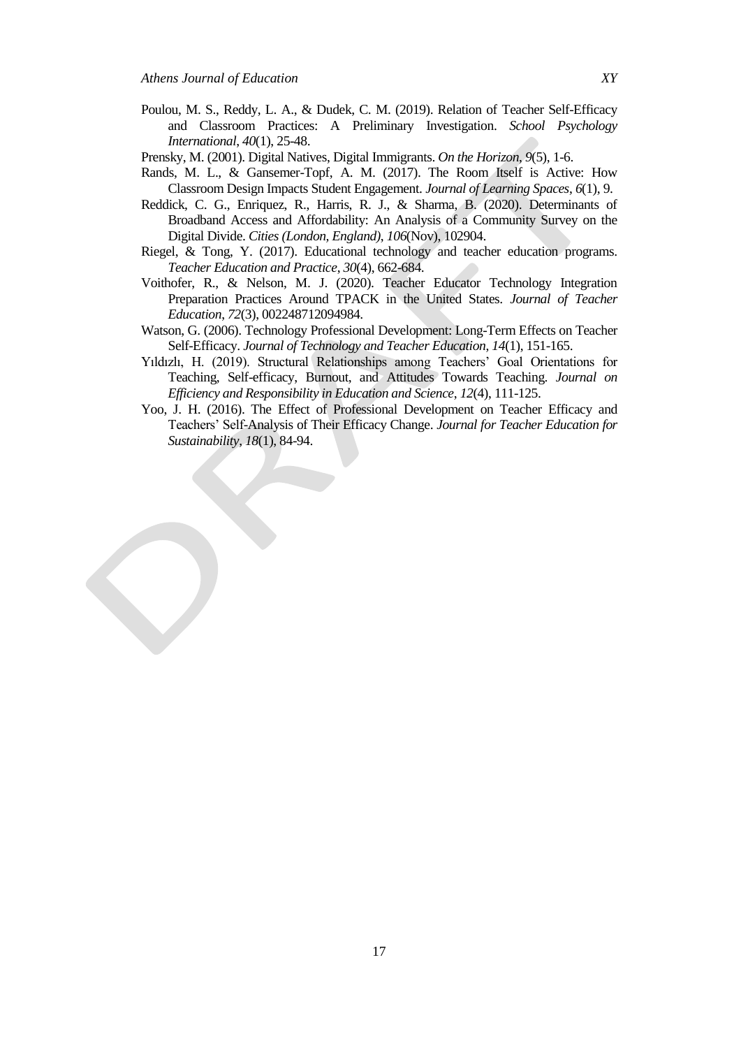Poulou, M. S., Reddy, L. A., & Dudek, C. M. (2019). Relation of Teacher Self-Efficacy and Classroom Practices: A Preliminary Investigation. *School Psychology International*, *40*(1), 25-48.

Prensky, M. (2001). Digital Natives, Digital Immigrants. *On the Horizon*, *9*(5), 1-6.

Rands, M. L., & Gansemer-Topf, A. M. (2017). The Room Itself is Active: How Classroom Design Impacts Student Engagement. *Journal of Learning Spaces*, *6*(1), 9.

Reddick, C. G., Enriquez, R., Harris, R. J., & Sharma, B. (2020). Determinants of Broadband Access and Affordability: An Analysis of a Community Survey on the Digital Divide. *Cities (London, England)*, *106*(Nov), 102904.

Riegel, & Tong, Y. (2017). Educational technology and teacher education programs. *Teacher Education and Practice*, *30*(4), 662-684.

Voithofer, R., & Nelson, M. J. (2020). Teacher Educator Technology Integration Preparation Practices Around TPACK in the United States. *Journal of Teacher Education*, *72*(3), 002248712094984.

Watson, G. (2006). Technology Professional Development: Long-Term Effects on Teacher Self-Efficacy. *Journal of Technology and Teacher Education*, *14*(1), 151-165.

Yıldızlı, H. (2019). Structural Relationships among Teachers' Goal Orientations for Teaching, Self-efficacy, Burnout, and Attitudes Towards Teaching. *Journal on Efficiency and Responsibility in Education and Science*, *12*(4), 111-125.

Yoo, J. H. (2016). The Effect of Professional Development on Teacher Efficacy and Teachers' Self-Analysis of Their Efficacy Change. *Journal for Teacher Education for Sustainability*, *18*(1), 84-94.